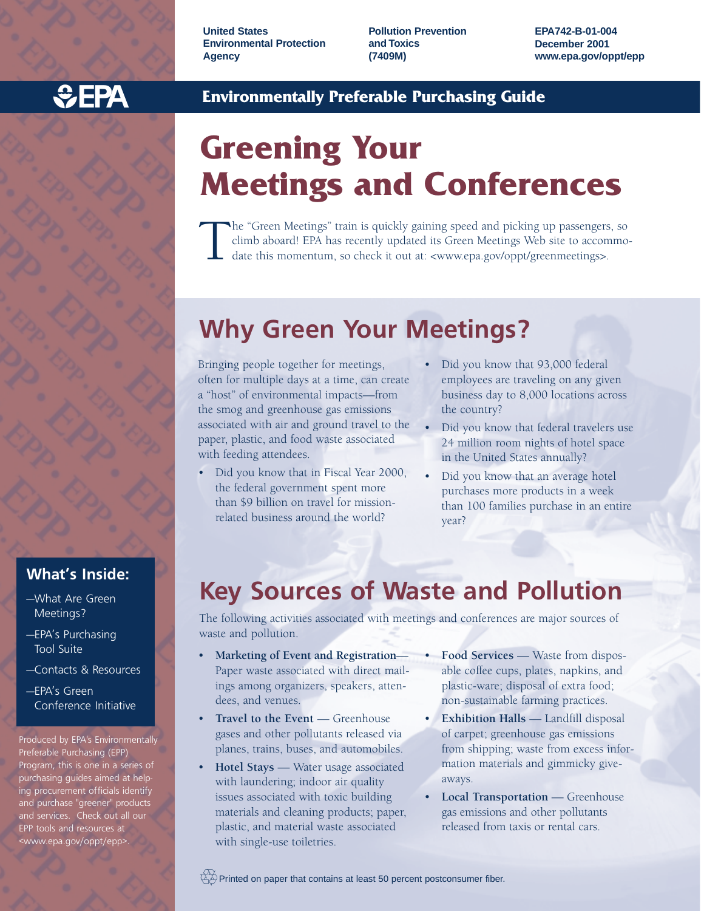United States Environmental Protection Agency

Pollution Prevention and Toxics (7409M)

EPA742-B-01-004
December 2001
www.epa.gov/oppt/epp

EPA

**Environmentally Preferable Purchasing Guide**

# Greening Your Meetings and Conferences

The "Green Meetings" train is quickly gaining speed and picking up passengers, so climb aboard! EPA has recently updated its Green Meetings Web site to accommodate this momentum, so check it out at: <www.epa.gov/oppt/greenmeetings>.

## Why Green Your Meetings?

Bringing people together for meetings, often for multiple days at a time, can create a "host" of environmental impacts—from the smog and greenhouse gas emissions associated with air and ground travel to the paper, plastic, and food waste associated with feeding attendees.

- Did you know that in Fiscal Year 2000, the federal government spent more than $9 billion on travel for mission-related business around the world?
- Did you know that 93,000 federal employees are traveling on any given business day to 8,000 locations across the country?
- Did you know that federal travelers use 24 million room nights of hotel space in the United States annually?
- Did you know that an average hotel purchases more products in a week than 100 families purchase in an entire year?

## Key Sources of Waste and Pollution

The following activities associated with meetings and conferences are major sources of waste and pollution.

- **Marketing of Event and Registration**— Paper waste associated with direct mailings among organizers, speakers, attendees, and venues.
- **Travel to the Event** — Greenhouse gases and other pollutants released via planes, trains, buses, and automobiles.
- **Hotel Stays** — Water usage associated with laundering; indoor air quality issues associated with toxic building materials and cleaning products; paper, plastic, and material waste associated with single-use toiletries.
- **Food Services** — Waste from disposable coffee cups, plates, napkins, and plastic-ware; disposal of extra food; non-sustainable farming practices.
- **Exhibition Halls** — Landfill disposal of carpet; greenhouse gas emissions from shipping; waste from excess information materials and gimmicky giveaways.
- **Local Transportation** — Greenhouse gas emissions and other pollutants released from taxis or rental cars.

### What's Inside:

- —What Are Green Meetings?
- —EPA's Purchasing Tool Suite
- —Contacts & Resources
- —EPA's Green Conference Initiative

Produced by EPA's Environmentally Preferable Purchasing (EPP) Program, this is one in a series of purchasing guides aimed at helping procurement officials identify and purchase "greener" products and services. Check out all our EPP tools and resources at <www.epa.gov/oppt/epp>.

Printed on paper that contains at least 50 percent postconsumer fiber.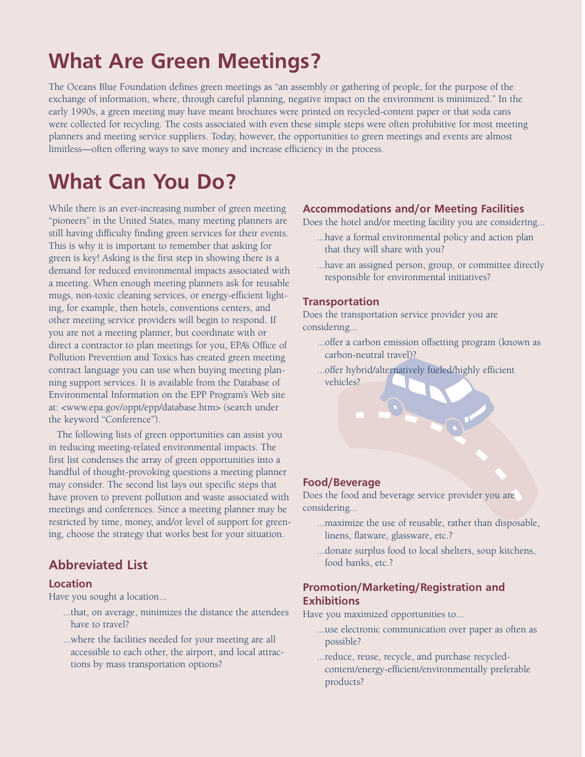# What Are Green Meetings?

The Oceans Blue Foundation defines green meetings as "an assembly or gathering of people, for the purpose of the exchange of information, where, through careful planning, negative impact on the environment is minimized." In the early 1990s, a green meeting may have meant brochures were printed on recycled-content paper or that soda cans were collected for recycling. The costs associated with even these simple steps were often prohibitive for most meeting planners and meeting service suppliers. Today, however, the opportunities to green meetings and events are almost limitless—often offering ways to save money and increase efficiency in the process.

# What Can You Do?

While there is an ever-increasing number of green meeting "pioneers" in the United States, many meeting planners are still having difficulty finding green services for their events. This is why it is important to remember that asking for green is key! Asking is the first step in showing there is a demand for reduced environmental impacts associated with a meeting. When enough meeting planners ask for reusable mugs, non-toxic cleaning services, or energy-efficient lighting, for example, then hotels, conventions centers, and other meeting service providers will begin to respond. If you are not a meeting planner, but coordinate with or direct a contractor to plan meetings for you, EPA's Office of Pollution Prevention and Toxics has created green meeting contract language you can use when buying meeting planning support services. It is available from the Database of Environmental Information on the EPP Program's Web site at: <www.epa.gov/oppt/epp/database.htm> (search under the keyword "Conference").

The following lists of green opportunities can assist you in reducing meeting-related environmental impacts. The first list condenses the array of green opportunities into a handful of thought-provoking questions a meeting planner may consider. The second list lays out specific steps that have proven to prevent pollution and waste associated with meetings and conferences. Since a meeting planner may be restricted by time, money, and/or level of support for greening, choose the strategy that works best for your situation.

## Abbreviated List

### Location

Have you sought a location...

- ...that, on average, minimizes the distance the attendees have to travel?
- ...where the facilities needed for your meeting are all accessible to each other, the airport, and local attractions by mass transportation options?

### Accommodations and/or Meeting Facilities

Does the hotel and/or meeting facility you are considering...

- ...have a formal environmental policy and action plan that they will share with you?
- ...have an assigned person, group, or committee directly responsible for environmental initiatives?

### Transportation

Does the transportation service provider you are considering...

- ...offer a carbon emission offsetting program (known as carbon-neutral travel)?
- ...offer hybrid/alternatively fueled/highly efficient vehicles?

### Food/Beverage

Does the food and beverage service provider you are considering...

- ...maximize the use of reusable, rather than disposable, linens, flatware, glassware, etc.?
- ...donate surplus food to local shelters, soup kitchens, food banks, etc.?

### Promotion/Marketing/Registration and Exhibitions

Have you maximized opportunities to...

- ...use electronic communication over paper as often as possible?
- ...reduce, reuse, recycle, and purchase recycled-content/energy-efficient/environmentally preferable products?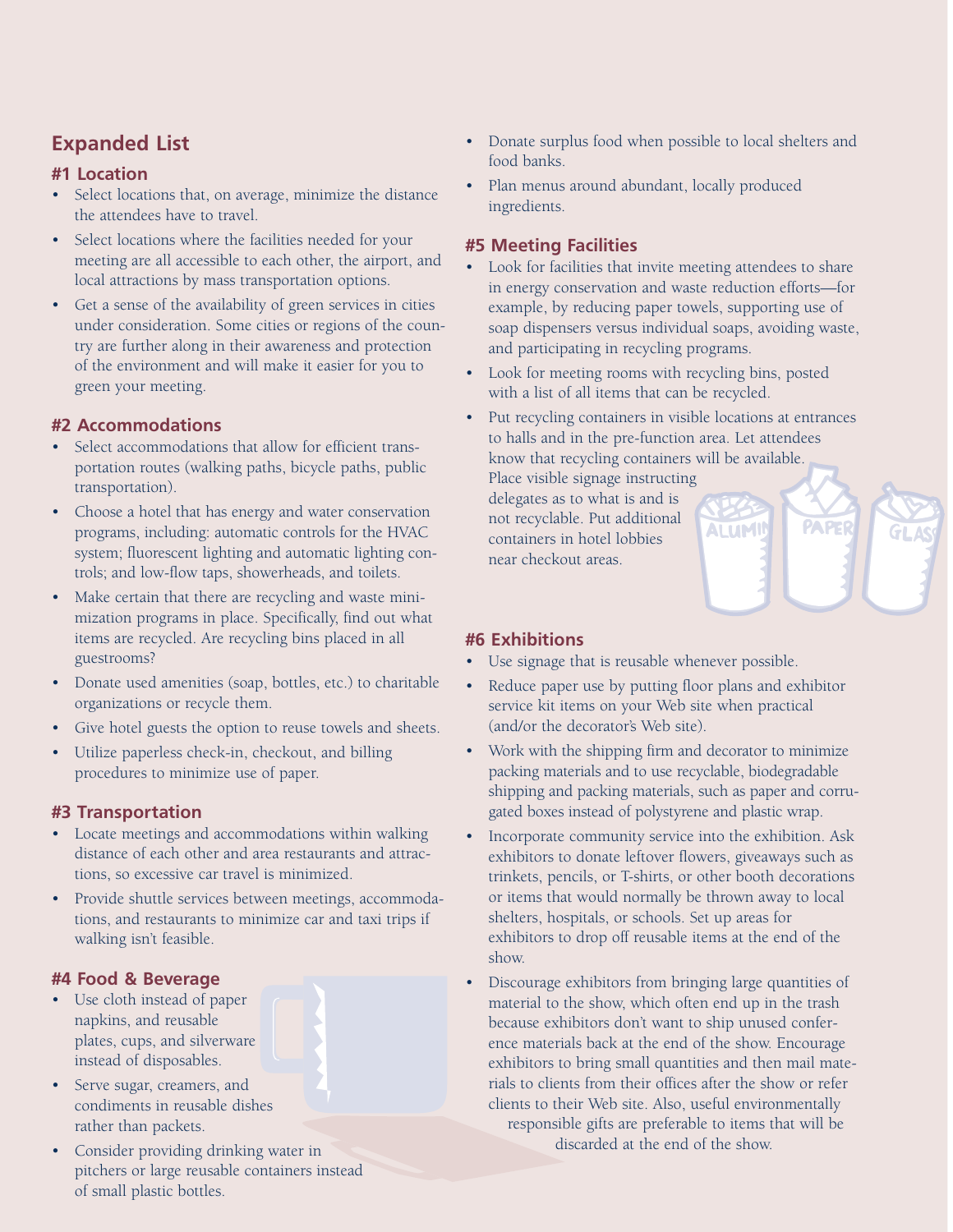## Expanded List

### #1 Location

- Select locations that, on average, minimize the distance the attendees have to travel.
- Select locations where the facilities needed for your meeting are all accessible to each other, the airport, and local attractions by mass transportation options.
- Get a sense of the availability of green services in cities under consideration. Some cities or regions of the country are further along in their awareness and protection of the environment and will make it easier for you to green your meeting.

### #2 Accommodations

- Select accommodations that allow for efficient transportation routes (walking paths, bicycle paths, public transportation).
- Choose a hotel that has energy and water conservation programs, including: automatic controls for the HVAC system; fluorescent lighting and automatic lighting controls; and low-flow taps, showerheads, and toilets.
- Make certain that there are recycling and waste minimization programs in place. Specifically, find out what items are recycled. Are recycling bins placed in all guestrooms?
- Donate used amenities (soap, bottles, etc.) to charitable organizations or recycle them.
- Give hotel guests the option to reuse towels and sheets.
- Utilize paperless check-in, checkout, and billing procedures to minimize use of paper.

### #3 Transportation

- Locate meetings and accommodations within walking distance of each other and area restaurants and attractions, so excessive car travel is minimized.
- Provide shuttle services between meetings, accommodations, and restaurants to minimize car and taxi trips if walking isn't feasible.

### #4 Food & Beverage

- Use cloth instead of paper napkins, and reusable plates, cups, and silverware instead of disposables.
- Serve sugar, creamers, and condiments in reusable dishes rather than packets.
- Consider providing drinking water in pitchers or large reusable containers instead of small plastic bottles.
- Donate surplus food when possible to local shelters and food banks.
- Plan menus around abundant, locally produced ingredients.

### #5 Meeting Facilities

- Look for facilities that invite meeting attendees to share in energy conservation and waste reduction efforts—for example, by reducing paper towels, supporting use of soap dispensers versus individual soaps, avoiding waste, and participating in recycling programs.
- Look for meeting rooms with recycling bins, posted with a list of all items that can be recycled.
- Put recycling containers in visible locations at entrances to halls and in the pre-function area. Let attendees know that recycling containers will be available. Place visible signage instructing delegates as to what is and is not recyclable. Put additional containers in hotel lobbies near checkout areas.

### #6 Exhibitions

- Use signage that is reusable whenever possible.
- Reduce paper use by putting floor plans and exhibitor service kit items on your Web site when practical (and/or the decorator's Web site).
- Work with the shipping firm and decorator to minimize packing materials and to use recyclable, biodegradable shipping and packing materials, such as paper and corrugated boxes instead of polystyrene and plastic wrap.
- Incorporate community service into the exhibition. Ask exhibitors to donate leftover flowers, giveaways such as trinkets, pencils, or T-shirts, or other booth decorations or items that would normally be thrown away to local shelters, hospitals, or schools. Set up areas for exhibitors to drop off reusable items at the end of the show.
- Discourage exhibitors from bringing large quantities of material to the show, which often end up in the trash because exhibitors don't want to ship unused conference materials back at the end of the show. Encourage exhibitors to bring small quantities and then mail materials to clients from their offices after the show or refer clients to their Web site. Also, useful environmentally responsible gifts are preferable to items that will be discarded at the end of the show.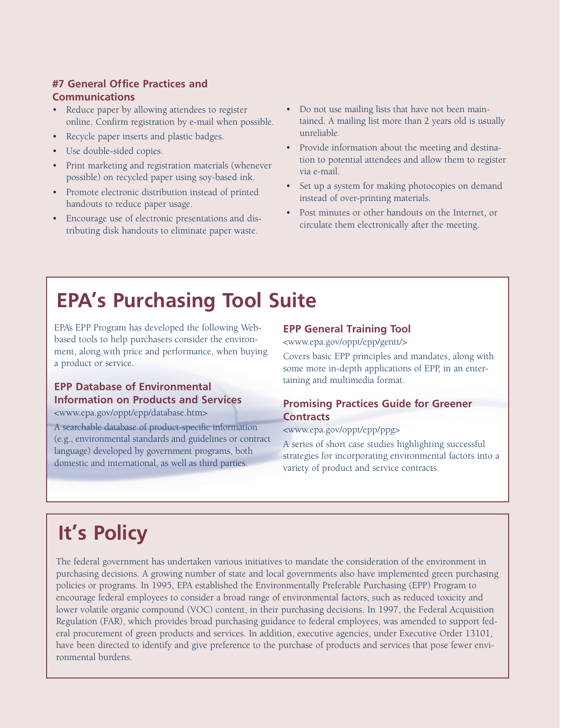### #7 General Office Practices and Communications

- Reduce paper by allowing attendees to register online. Confirm registration by e-mail when possible.
- Recycle paper inserts and plastic badges.
- Use double-sided copies.
- Print marketing and registration materials (whenever possible) on recycled paper using soy-based ink.
- Promote electronic distribution instead of printed handouts to reduce paper usage.
- Encourage use of electronic presentations and distributing disk handouts to eliminate paper waste.
- Do not use mailing lists that have not been maintained. A mailing list more than 2 years old is usually unreliable.
- Provide information about the meeting and destination to potential attendees and allow them to register via e-mail.
- Set up a system for making photocopies on demand instead of over-printing materials.
- Post minutes or other handouts on the Internet, or circulate them electronically after the meeting.

## EPA's Purchasing Tool Suite

EPA's EPP Program has developed the following Web-based tools to help purchasers consider the environment, along with price and performance, when buying a product or service.

### EPP Database of Environmental Information on Products and Services

<www.epa.gov/oppt/epp/database.htm>

A searchable database of product-specific information (e.g., environmental standards and guidelines or contract language) developed by government programs, both domestic and international, as well as third parties.

### EPP General Training Tool

<www.epa.gov/oppt/epp/gentt/>

Covers basic EPP principles and mandates, along with some more in-depth applications of EPP, in an entertaining and multimedia format.

### Promising Practices Guide for Greener Contracts

<www.epa.gov/oppt/epp/ppg>

A series of short case studies highlighting successful strategies for incorporating environmental factors into a variety of product and service contracts.

## It's Policy

The federal government has undertaken various initiatives to mandate the consideration of the environment in purchasing decisions. A growing number of state and local governments also have implemented green purchasing policies or programs. In 1995, EPA established the Environmentally Preferable Purchasing (EPP) Program to encourage federal employees to consider a broad range of environmental factors, such as reduced toxicity and lower volatile organic compound (VOC) content, in their purchasing decisions. In 1997, the Federal Acquisition Regulation (FAR), which provides broad purchasing guidance to federal employees, was amended to support federal procurement of green products and services. In addition, executive agencies, under Executive Order 13101, have been directed to identify and give preference to the purchase of products and services that pose fewer environmental burdens.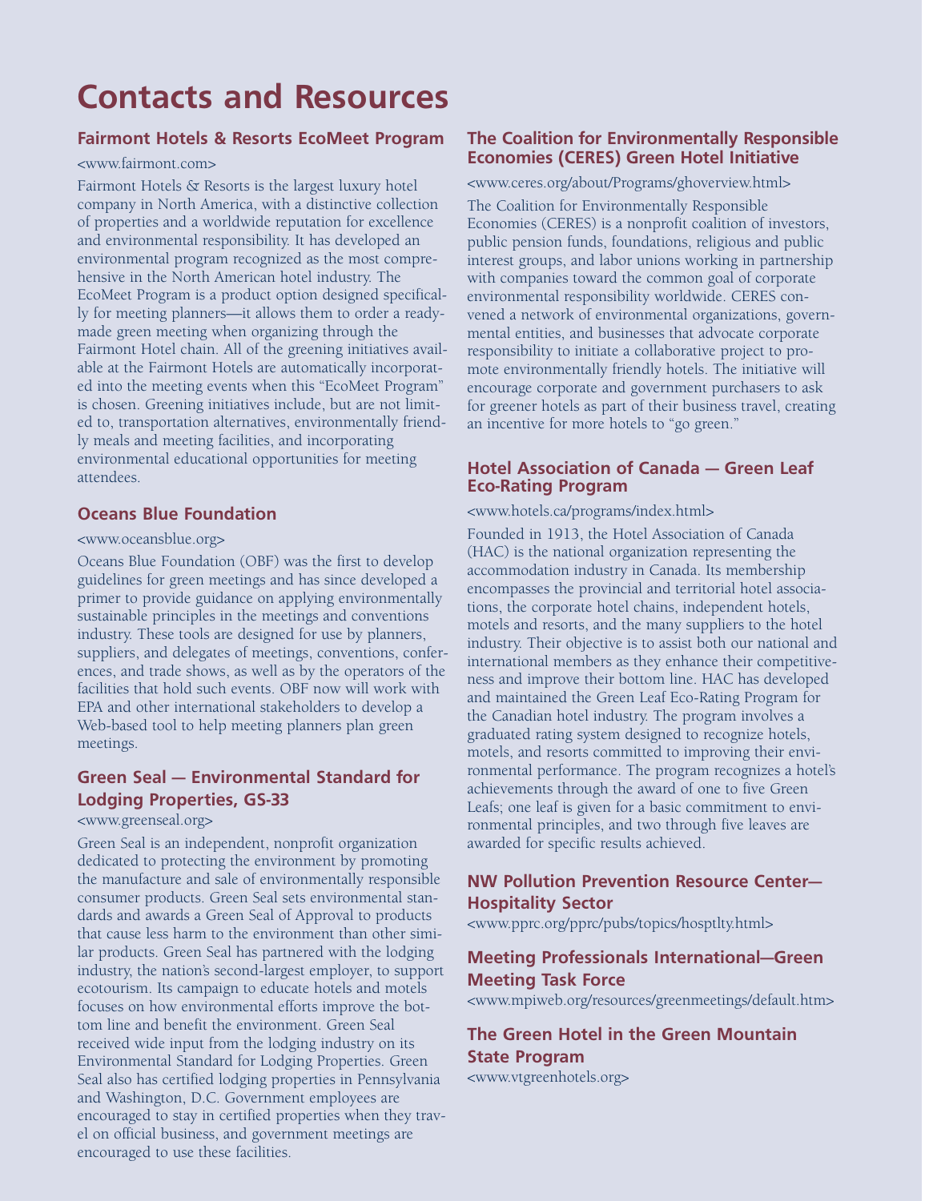# Contacts and Resources

### Fairmont Hotels & Resorts EcoMeet Program

<www.fairmont.com>

Fairmont Hotels & Resorts is the largest luxury hotel company in North America, with a distinctive collection of properties and a worldwide reputation for excellence and environmental responsibility. It has developed an environmental program recognized as the most comprehensive in the North American hotel industry. The EcoMeet Program is a product option designed specifically for meeting planners—it allows them to order a ready-made green meeting when organizing through the Fairmont Hotel chain. All of the greening initiatives available at the Fairmont Hotels are automatically incorporated into the meeting events when this "EcoMeet Program" is chosen. Greening initiatives include, but are not limited to, transportation alternatives, environmentally friendly meals and meeting facilities, and incorporating environmental educational opportunities for meeting attendees.

### Oceans Blue Foundation

<www.oceansblue.org>

Oceans Blue Foundation (OBF) was the first to develop guidelines for green meetings and has since developed a primer to provide guidance on applying environmentally sustainable principles in the meetings and conventions industry. These tools are designed for use by planners, suppliers, and delegates of meetings, conventions, conferences, and trade shows, as well as by the operators of the facilities that hold such events. OBF now will work with EPA and other international stakeholders to develop a Web-based tool to help meeting planners plan green meetings.

### Green Seal — Environmental Standard for Lodging Properties, GS-33

<www.greenseal.org>

Green Seal is an independent, nonprofit organization dedicated to protecting the environment by promoting the manufacture and sale of environmentally responsible consumer products. Green Seal sets environmental standards and awards a Green Seal of Approval to products that cause less harm to the environment than other similar products. Green Seal has partnered with the lodging industry, the nation's second-largest employer, to support ecotourism. Its campaign to educate hotels and motels focuses on how environmental efforts improve the bottom line and benefit the environment. Green Seal received wide input from the lodging industry on its Environmental Standard for Lodging Properties. Green Seal also has certified lodging properties in Pennsylvania and Washington, D.C. Government employees are encouraged to stay in certified properties when they travel on official business, and government meetings are encouraged to use these facilities.

### The Coalition for Environmentally Responsible Economies (CERES) Green Hotel Initiative

<www.ceres.org/about/Programs/ghoverview.html>

The Coalition for Environmentally Responsible Economies (CERES) is a nonprofit coalition of investors, public pension funds, foundations, religious and public interest groups, and labor unions working in partnership with companies toward the common goal of corporate environmental responsibility worldwide. CERES convened a network of environmental organizations, governmental entities, and businesses that advocate corporate responsibility to initiate a collaborative project to promote environmentally friendly hotels. The initiative will encourage corporate and government purchasers to ask for greener hotels as part of their business travel, creating an incentive for more hotels to "go green."

### Hotel Association of Canada — Green Leaf Eco-Rating Program

<www.hotels.ca/programs/index.html>

Founded in 1913, the Hotel Association of Canada (HAC) is the national organization representing the accommodation industry in Canada. Its membership encompasses the provincial and territorial hotel associations, the corporate hotel chains, independent hotels, motels and resorts, and the many suppliers to the hotel industry. Their objective is to assist both our national and international members as they enhance their competitiveness and improve their bottom line. HAC has developed and maintained the Green Leaf Eco-Rating Program for the Canadian hotel industry. The program involves a graduated rating system designed to recognize hotels, motels, and resorts committed to improving their environmental performance. The program recognizes a hotel's achievements through the award of one to five Green Leafs; one leaf is given for a basic commitment to environmental principles, and two through five leaves are awarded for specific results achieved.

### NW Pollution Prevention Resource Center—Hospitality Sector

<www.pprc.org/pprc/pubs/topics/hosptlty.html>

### Meeting Professionals International—Green Meeting Task Force

<www.mpiweb.org/resources/greenmeetings/default.htm>

### The Green Hotel in the Green Mountain State Program

<www.vtgreenhotels.org>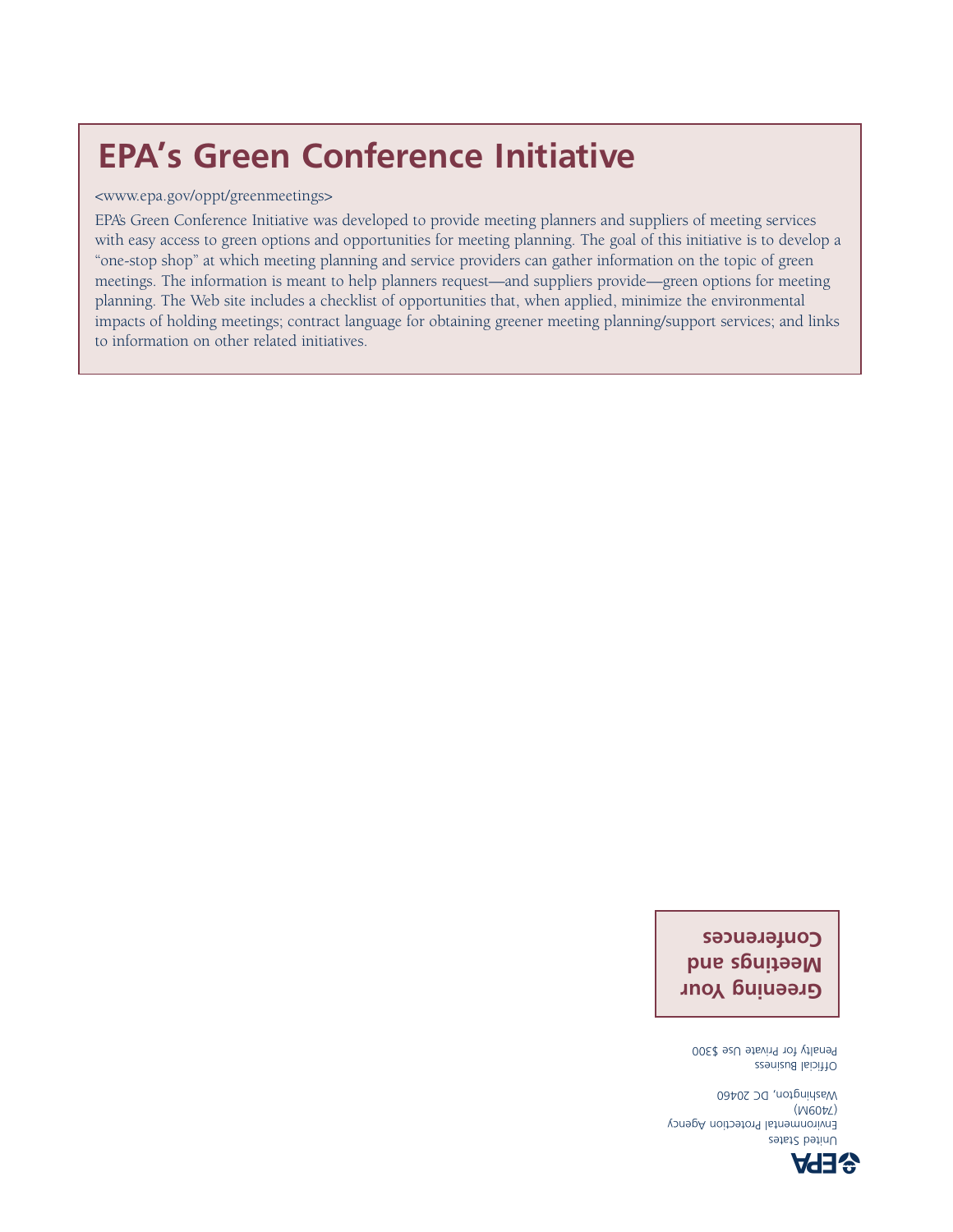# EPA's Green Conference Initiative

<www.epa.gov/oppt/greenmeetings>

EPA's Green Conference Initiative was developed to provide meeting planners and suppliers of meeting services with easy access to green options and opportunities for meeting planning. The goal of this initiative is to develop a "one-stop shop" at which meeting planning and service providers can gather information on the topic of green meetings. The information is meant to help planners request—and suppliers provide—green options for meeting planning. The Web site includes a checklist of opportunities that, when applied, minimize the environmental impacts of holding meetings; contract language for obtaining greener meeting planning/support services; and links to information on other related initiatives.

**Greening Your Meetings and Conferences**

Official Business
Penalty for Private Use $300

United States
Environmental Protection Agency
(7409M)
Washington, DC 20460